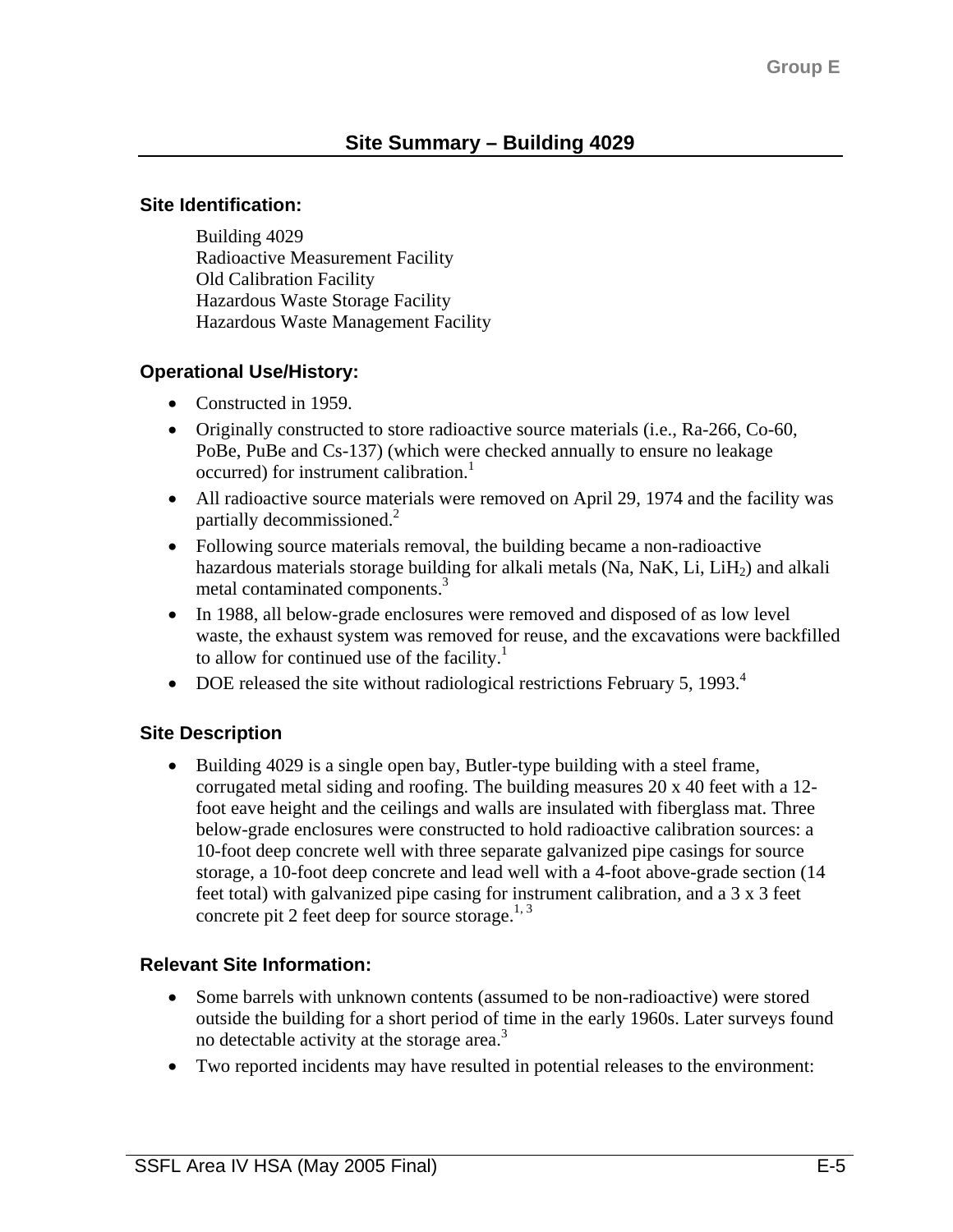## Site Summary – Building 4029

### Site Identification:

Building 4029
Radioactive Measurement Facility
Old Calibration Facility
Hazardous Waste Storage Facility
Hazardous Waste Management Facility

### Operational Use/History:

- Constructed in 1959.
- Originally constructed to store radioactive source materials (i.e., Ra-266, Co-60, PoBe, PuBe and Cs-137) (which were checked annually to ensure no leakage occurred) for instrument calibration.[1]
- All radioactive source materials were removed on April 29, 1974 and the facility was partially decommissioned.[2]
- Following source materials removal, the building became a non-radioactive hazardous materials storage building for alkali metals (Na, NaK, Li, $LiH_2$) and alkali metal contaminated components.[3]
- In 1988, all below-grade enclosures were removed and disposed of as low level waste, the exhaust system was removed for reuse, and the excavations were backfilled to allow for continued use of the facility.[1]
- DOE released the site without radiological restrictions February 5, 1993.[4]

### Site Description

- Building 4029 is a single open bay, Butler-type building with a steel frame, corrugated metal siding and roofing. The building measures 20 x 40 feet with a 12-foot eave height and the ceilings and walls are insulated with fiberglass mat. Three below-grade enclosures were constructed to hold radioactive calibration sources: a 10-foot deep concrete well with three separate galvanized pipe casings for source storage, a 10-foot deep concrete and lead well with a 4-foot above-grade section (14 feet total) with galvanized pipe casing for instrument calibration, and a 3 x 3 feet concrete pit 2 feet deep for source storage.[1, 3]

### Relevant Site Information:

- Some barrels with unknown contents (assumed to be non-radioactive) were stored outside the building for a short period of time in the early 1960s. Later surveys found no detectable activity at the storage area.[3]
- Two reported incidents may have resulted in potential releases to the environment: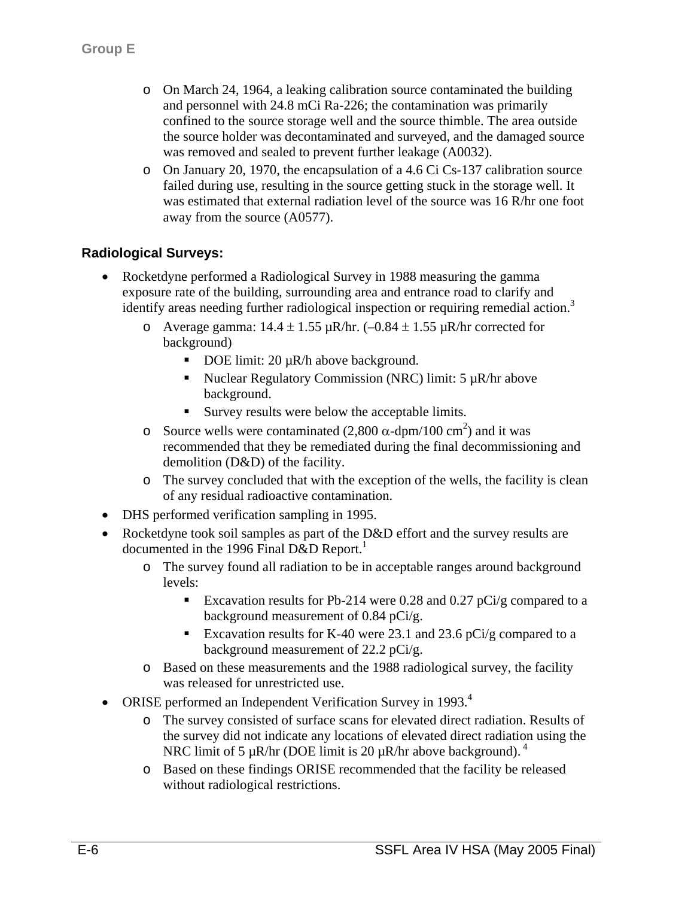- On March 24, 1964, a leaking calibration source contaminated the building and personnel with 24.8 mCi Ra-226; the contamination was primarily confined to the source storage well and the source thimble. The area outside the source holder was decontaminated and surveyed, and the damaged source was removed and sealed to prevent further leakage (A0032).
- On January 20, 1970, the encapsulation of a 4.6 Ci Cs-137 calibration source failed during use, resulting in the source getting stuck in the storage well. It was estimated that external radiation level of the source was 16 R/hr one foot away from the source (A0577).

### Radiological Surveys:

- Rocketdyne performed a Radiological Survey in 1988 measuring the gamma exposure rate of the building, surrounding area and entrance road to clarify and identify areas needing further radiological inspection or requiring remedial action.[3]
  - Average gamma: $14.4 \pm 1.55$ μR/hr. ($-0.84 \pm 1.55$ μR/hr corrected for background)
    - DOE limit: 20 μR/h above background.
    - Nuclear Regulatory Commission (NRC) limit: 5 μR/hr above background.
    - Survey results were below the acceptable limits.
  - Source wells were contaminated (2,800 $\alpha$-dpm/100 $cm^2$) and it was recommended that they be remediated during the final decommissioning and demolition (D&D) of the facility.
  - The survey concluded that with the exception of the wells, the facility is clean of any residual radioactive contamination.
- DHS performed verification sampling in 1995.
- Rocketdyne took soil samples as part of the D&D effort and the survey results are documented in the 1996 Final D&D Report.[1]
  - The survey found all radiation to be in acceptable ranges around background levels:
    - Excavation results for Pb-214 were 0.28 and 0.27 pCi/g compared to a background measurement of 0.84 pCi/g.
    - Excavation results for K-40 were 23.1 and 23.6 pCi/g compared to a background measurement of 22.2 pCi/g.
  - Based on these measurements and the 1988 radiological survey, the facility was released for unrestricted use.
- ORISE performed an Independent Verification Survey in 1993.[4]
  - The survey consisted of surface scans for elevated direct radiation. Results of the survey did not indicate any locations of elevated direct radiation using the NRC limit of 5 μR/hr (DOE limit is 20 μR/hr above background).[4]
  - Based on these findings ORISE recommended that the facility be released without radiological restrictions.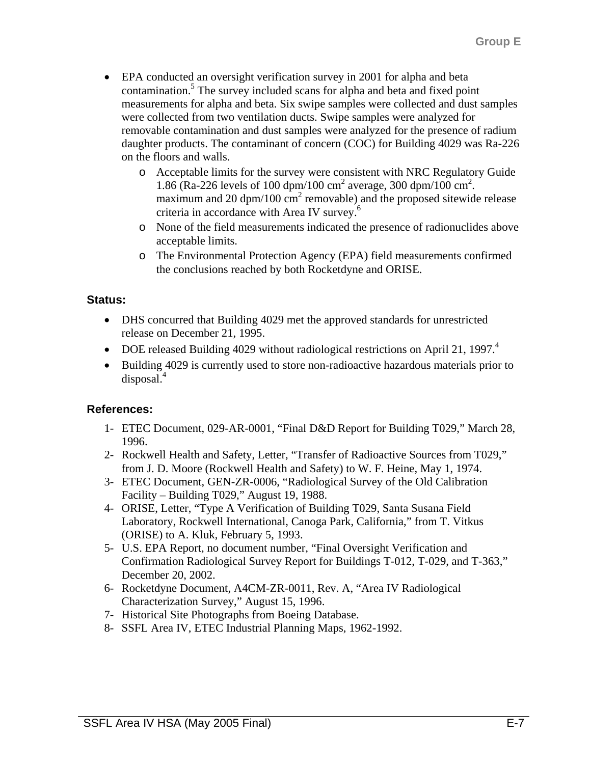- EPA conducted an oversight verification survey in 2001 for alpha and beta contamination.[5] The survey included scans for alpha and beta and fixed point measurements for alpha and beta. Six swipe samples were collected and dust samples were collected from two ventilation ducts. Swipe samples were analyzed for removable contamination and dust samples were analyzed for the presence of radium daughter products. The contaminant of concern (COC) for Building 4029 was Ra-226 on the floors and walls.
  - Acceptable limits for the survey were consistent with NRC Regulatory Guide 1.86 (Ra-226 levels of 100 dpm/100 $cm^2$ average, 300 dpm/100 $cm^2$. maximum and 20 dpm/100 $cm^2$ removable) and the proposed sitewide release criteria in accordance with Area IV survey.[6]
  - None of the field measurements indicated the presence of radionuclides above acceptable limits.
  - The Environmental Protection Agency (EPA) field measurements confirmed the conclusions reached by both Rocketdyne and ORISE.

### Status:

- DHS concurred that Building 4029 met the approved standards for unrestricted release on December 21, 1995.
- DOE released Building 4029 without radiological restrictions on April 21, 1997.[4]
- Building 4029 is currently used to store non-radioactive hazardous materials prior to disposal.[4]

### References:

1- ETEC Document, 029-AR-0001, "Final D&D Report for Building T029," March 28, 1996.
2- Rockwell Health and Safety, Letter, "Transfer of Radioactive Sources from T029," from J. D. Moore (Rockwell Health and Safety) to W. F. Heine, May 1, 1974.
3- ETEC Document, GEN-ZR-0006, "Radiological Survey of the Old Calibration Facility – Building T029," August 19, 1988.
4- ORISE, Letter, "Type A Verification of Building T029, Santa Susana Field Laboratory, Rockwell International, Canoga Park, California," from T. Vitkus (ORISE) to A. Kluk, February 5, 1993.
5- U.S. EPA Report, no document number, "Final Oversight Verification and Confirmation Radiological Survey Report for Buildings T-012, T-029, and T-363," December 20, 2002.
6- Rocketdyne Document, A4CM-ZR-0011, Rev. A, "Area IV Radiological Characterization Survey," August 15, 1996.
7- Historical Site Photographs from Boeing Database.
8- SSFL Area IV, ETEC Industrial Planning Maps, 1962-1992.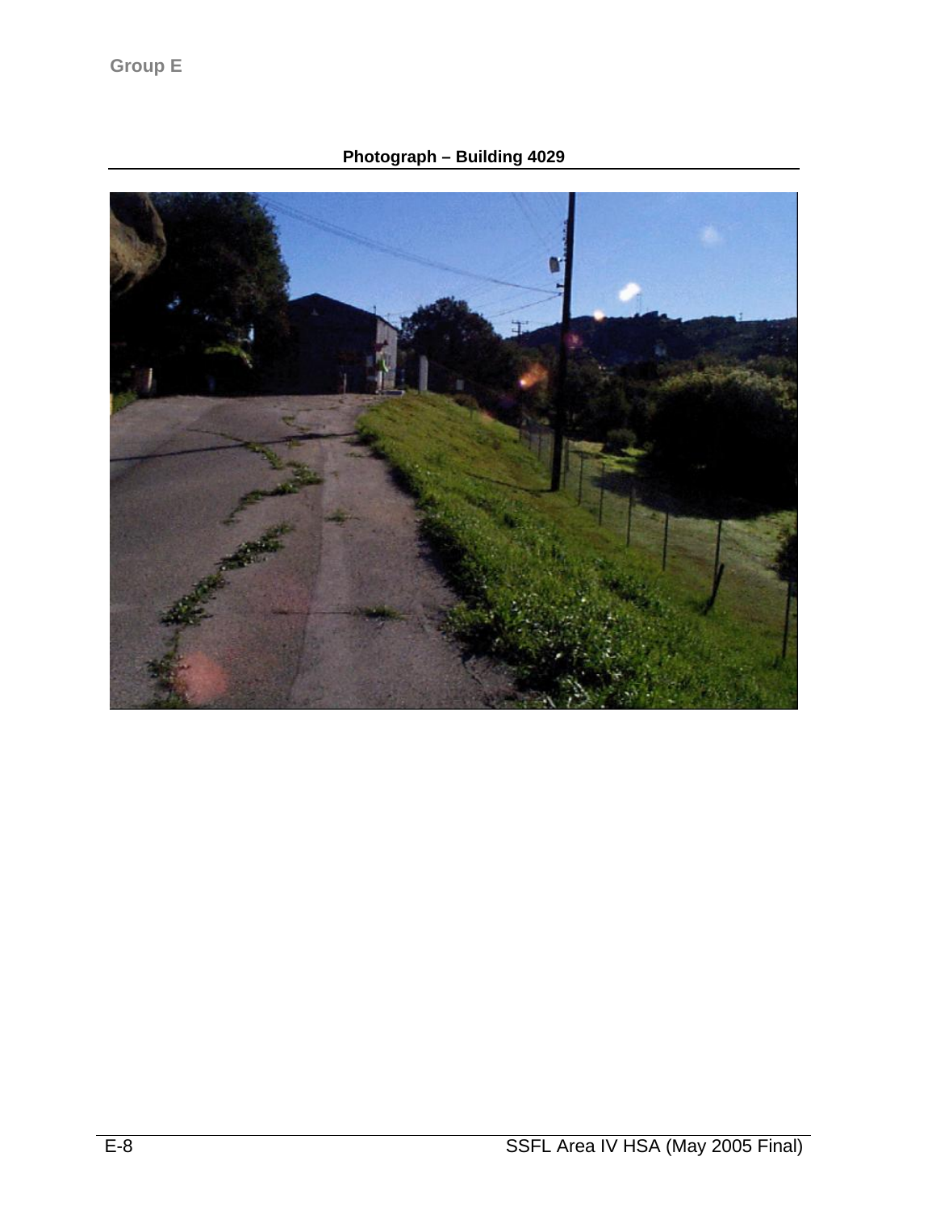Group E

**Photograph – Building 4029**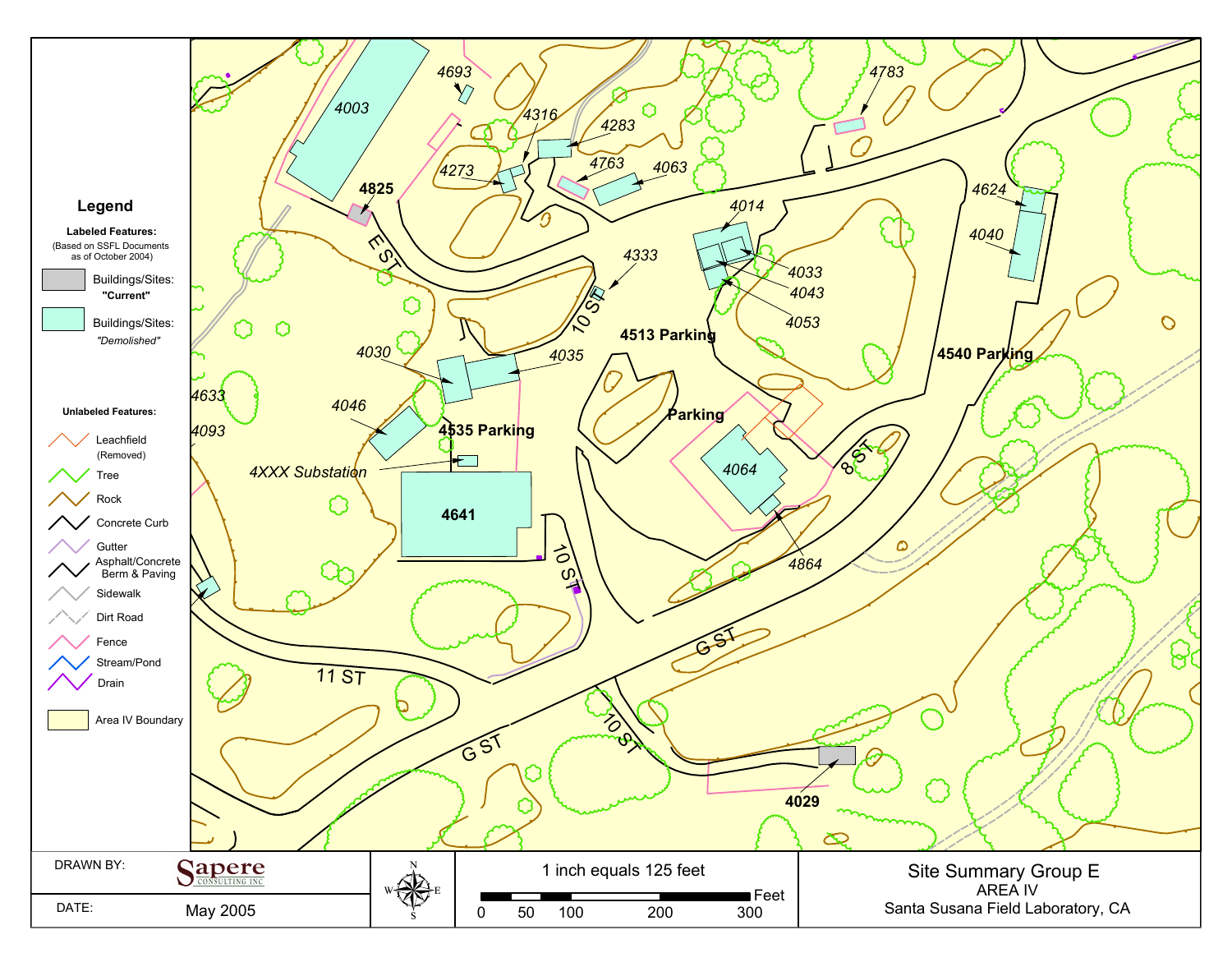## Legend

**Labeled Features:**
(Based on SSFL Documents as of October 2004)

Buildings/Sites: **"Current"**

Buildings/Sites: *"Demolished"*

**Unlabeled Features:**

- Leachfield (Removed)
- Tree
- Rock
- Concrete Curb
- Gutter
- Asphalt/Concrete Berm & Paving
- Sidewalk
- Dirt Road
- Fence
- Stream/Pond
- Drain
- Area IV Boundary

4003
4693
4316
4283
4273
4763
4063
4783
4825
E ST
4014
4624
4040
4333
4033
4043
4053
10 ST
4513 Parking
4540 Parking
4030
4035
4633
4046
4093
4535 Parking
Parking
4064
8 ST
4XXX Substation
4641
4864
10 ST
G ST
11 ST
G ST
10 ST
4029

DRAWN BY: Sapere Consulting Inc.

DATE: May 2005

1 inch equals 125 feet

0 50 100 200 300 Feet

Site Summary Group E
AREA IV
Santa Susana Field Laboratory, CA